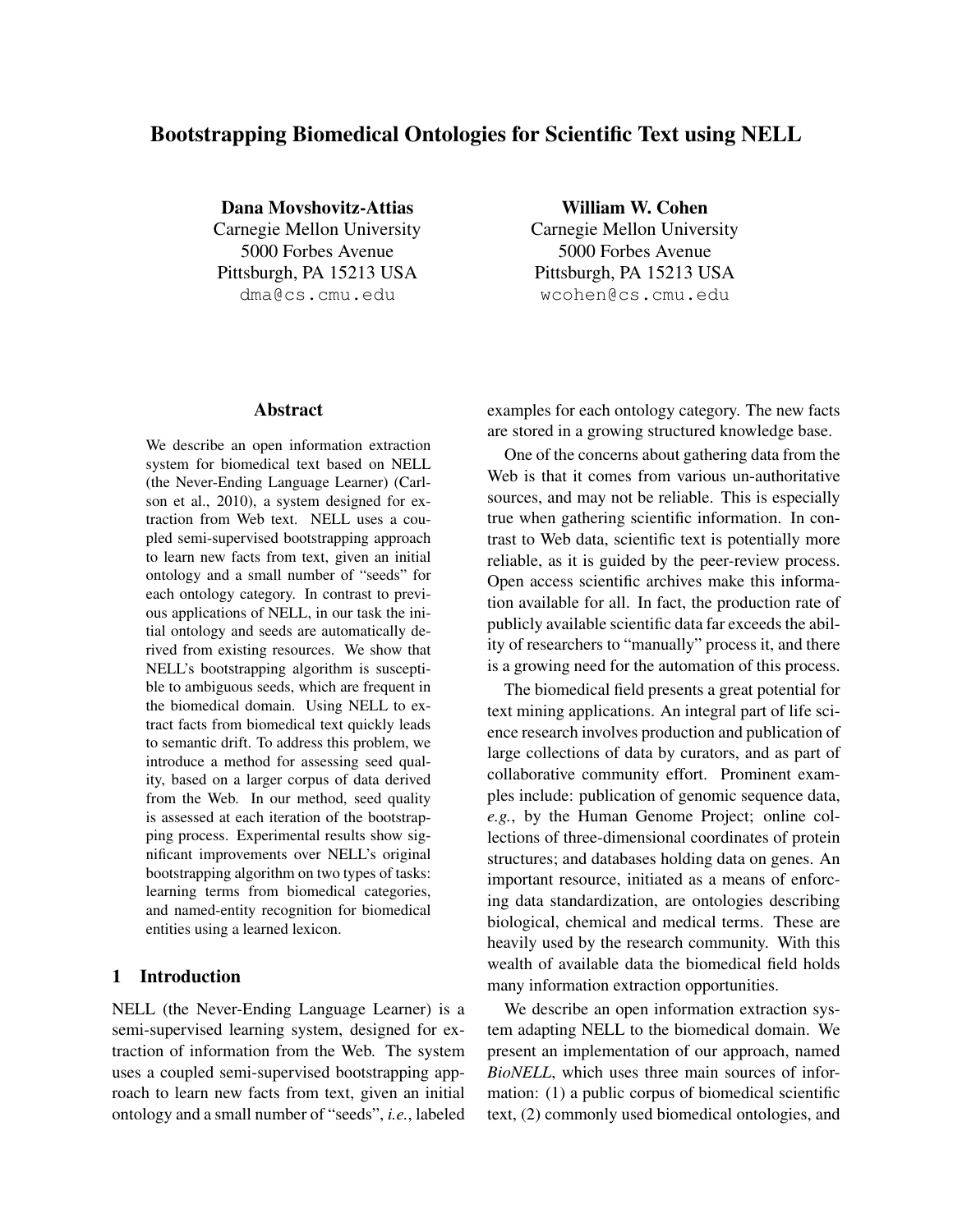# Bootstrapping Biomedical Ontologies for Scientific Text using NELL

**Dana Movshovitz-Attias**
Carnegie Mellon University
5000 Forbes Avenue
Pittsburgh, PA 15213 USA
dma@cs.cmu.edu

**William W. Cohen**
Carnegie Mellon University
5000 Forbes Avenue
Pittsburgh, PA 15213 USA
wcohen@cs.cmu.edu

## Abstract

We describe an open information extraction system for biomedical text based on NELL (the Never-Ending Language Learner) (Carlson et al., 2010), a system designed for extraction from Web text. NELL uses a coupled semi-supervised bootstrapping approach to learn new facts from text, given an initial ontology and a small number of "seeds" for each ontology category. In contrast to previous applications of NELL, in our task the initial ontology and seeds are automatically derived from existing resources. We show that NELL's bootstrapping algorithm is susceptible to ambiguous seeds, which are frequent in the biomedical domain. Using NELL to extract facts from biomedical text quickly leads to semantic drift. To address this problem, we introduce a method for assessing seed quality, based on a larger corpus of data derived from the Web. In our method, seed quality is assessed at each iteration of the bootstrapping process. Experimental results show significant improvements over NELL's original bootstrapping algorithm on two types of tasks: learning terms from biomedical categories, and named-entity recognition for biomedical entities using a learned lexicon.

## 1 Introduction

NELL (the Never-Ending Language Learner) is a semi-supervised learning system, designed for extraction of information from the Web. The system uses a coupled semi-supervised bootstrapping approach to learn new facts from text, given an initial ontology and a small number of "seeds", *i.e.*, labeled examples for each ontology category. The new facts are stored in a growing structured knowledge base.

One of the concerns about gathering data from the Web is that it comes from various un-authoritative sources, and may not be reliable. This is especially true when gathering scientific information. In contrast to Web data, scientific text is potentially more reliable, as it is guided by the peer-review process. Open access scientific archives make this information available for all. In fact, the production rate of publicly available scientific data far exceeds the ability of researchers to "manually" process it, and there is a growing need for the automation of this process.

The biomedical field presents a great potential for text mining applications. An integral part of life science research involves production and publication of large collections of data by curators, and as part of collaborative community effort. Prominent examples include: publication of genomic sequence data, *e.g.*, by the Human Genome Project; online collections of three-dimensional coordinates of protein structures; and databases holding data on genes. An important resource, initiated as a means of enforcing data standardization, are ontologies describing biological, chemical and medical terms. These are heavily used by the research community. With this wealth of available data the biomedical field holds many information extraction opportunities.

We describe an open information extraction system adapting NELL to the biomedical domain. We present an implementation of our approach, named *BioNELL*, which uses three main sources of information: (1) a public corpus of biomedical scientific text, (2) commonly used biomedical ontologies, and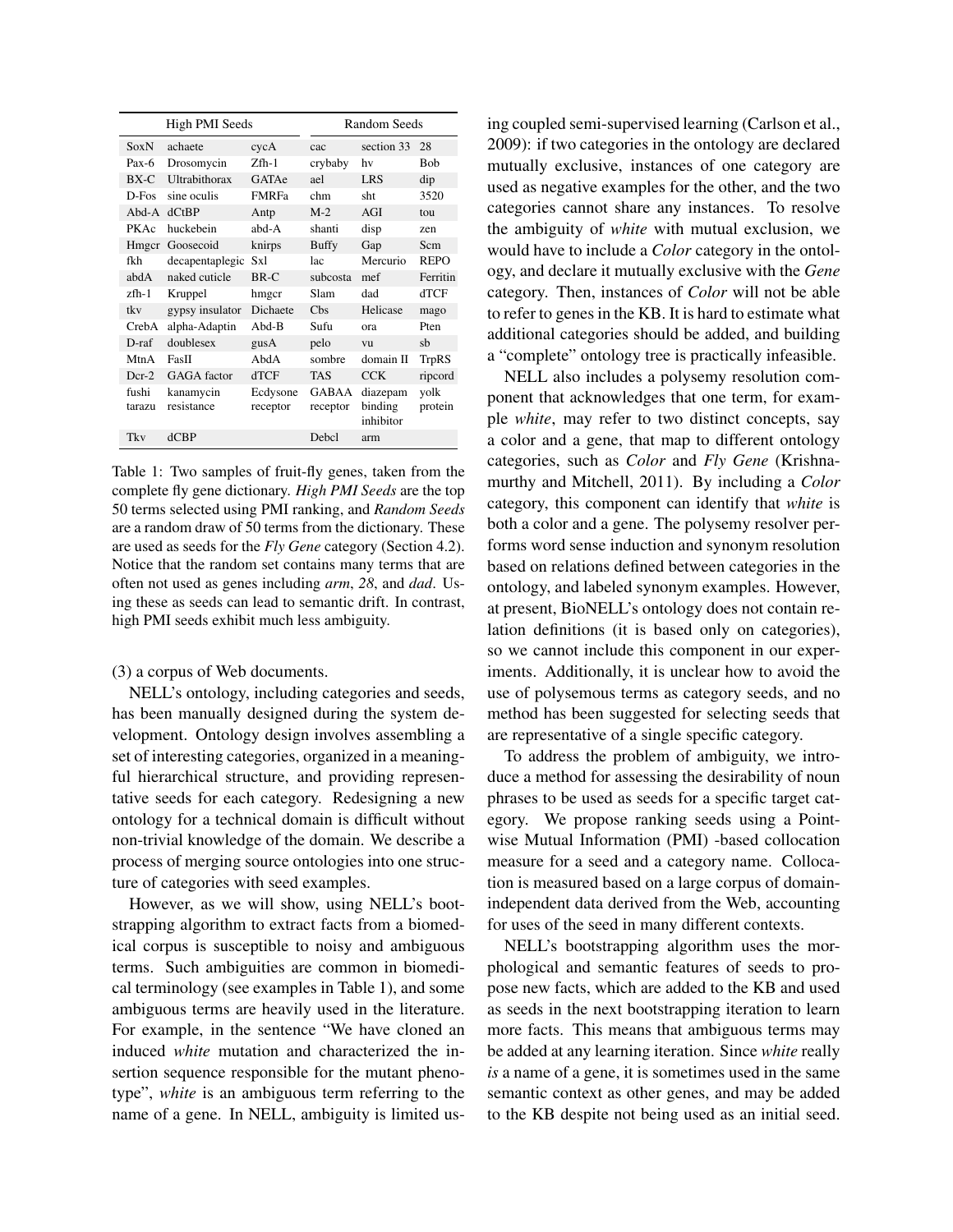| High PMI Seeds | | | Random Seeds | | |
|---|---|---|---|---|---|
| SoxN | achaete | cycA | cac | section 33 | 28 |
| Pax-6 | Drosomycin | Zfh-1 | crybaby | hv | Bob |
| BX-C | Ultrabithorax | GATAe | ael | LRS | dip |
| D-Fos | sine oculis | FMRFa | chm | sht | 3520 |
| Abd-A | dCtBP | Antp | M-2 | AGI | tou |
| PKAc | huckebein | abd-A | shanti | disp | zen |
| Hmgcr | Goosecoid | knirps | Buffy | Gap | Scm |
| fkh | decapentaplegic | Sxl | lac | Mercurio | REPO |
| abdA | naked cuticle | BR-C | subcosta | mef | Ferritin |
| zfh-1 | Kruppel | hmgcr | Slam | dad | dTCF |
| tkv | gypsy insulator | Dichaete | Cbs | Helicase | mago |
| CrebA | alpha-Adaptin | Abd-B | Sufu | ora | Pten |
| D-raf | doublesex | gusA | pelo | vu | sb |
| MtnA | FasII | AbdA | sombre | domain II | TrpRS |
| Dcr-2 | GAGA factor | dTCF | TAS | CCK | ripcord |
| fushi tarazu | kanamycin resistance | Ecdysone receptor | GABAA receptor | diazepam binding inhibitor | yolk protein |
| Tkv | dCBP | | Debcl | arm | |

Table 1: Two samples of fruit-fly genes, taken from the complete fly gene dictionary. *High PMI Seeds* are the top 50 terms selected using PMI ranking, and *Random Seeds* are a random draw of 50 terms from the dictionary. These are used as seeds for the *Fly Gene* category (Section 4.2). Notice that the random set contains many terms that are often not used as genes including *arm*, *28*, and *dad*. Using these as seeds can lead to semantic drift. In contrast, high PMI seeds exhibit much less ambiguity.

(3) a corpus of Web documents.

NELL's ontology, including categories and seeds, has been manually designed during the system development. Ontology design involves assembling a set of interesting categories, organized in a meaningful hierarchical structure, and providing representative seeds for each category. Redesigning a new ontology for a technical domain is difficult without non-trivial knowledge of the domain. We describe a process of merging source ontologies into one structure of categories with seed examples.

However, as we will show, using NELL's bootstrapping algorithm to extract facts from a biomedical corpus is susceptible to noisy and ambiguous terms. Such ambiguities are common in biomedical terminology (see examples in Table 1), and some ambiguous terms are heavily used in the literature. For example, in the sentence "We have cloned an induced *white* mutation and characterized the insertion sequence responsible for the mutant phenotype", *white* is an ambiguous term referring to the name of a gene. In NELL, ambiguity is limited using coupled semi-supervised learning (Carlson et al., 2009): if two categories in the ontology are declared mutually exclusive, instances of one category are used as negative examples for the other, and the two categories cannot share any instances. To resolve the ambiguity of *white* with mutual exclusion, we would have to include a *Color* category in the ontology, and declare it mutually exclusive with the *Gene* category. Then, instances of *Color* will not be able to refer to genes in the KB. It is hard to estimate what additional categories should be added, and building a "complete" ontology tree is practically infeasible.

NELL also includes a polysemy resolution component that acknowledges that one term, for example *white*, may refer to two distinct concepts, say a color and a gene, that map to different ontology categories, such as *Color* and *Fly Gene* (Krishnamurthy and Mitchell, 2011). By including a *Color* category, this component can identify that *white* is both a color and a gene. The polysemy resolver performs word sense induction and synonym resolution based on relations defined between categories in the ontology, and labeled synonym examples. However, at present, BioNELL's ontology does not contain relation definitions (it is based only on categories), so we cannot include this component in our experiments. Additionally, it is unclear how to avoid the use of polysemous terms as category seeds, and no method has been suggested for selecting seeds that are representative of a single specific category.

To address the problem of ambiguity, we introduce a method for assessing the desirability of noun phrases to be used as seeds for a specific target category. We propose ranking seeds using a Pointwise Mutual Information (PMI) -based collocation measure for a seed and a category name. Collocation is measured based on a large corpus of domain-independent data derived from the Web, accounting for uses of the seed in many different contexts.

NELL's bootstrapping algorithm uses the morphological and semantic features of seeds to propose new facts, which are added to the KB and used as seeds in the next bootstrapping iteration to learn more facts. This means that ambiguous terms may be added at any learning iteration. Since *white* really *is* a name of a gene, it is sometimes used in the same semantic context as other genes, and may be added to the KB despite not being used as an initial seed.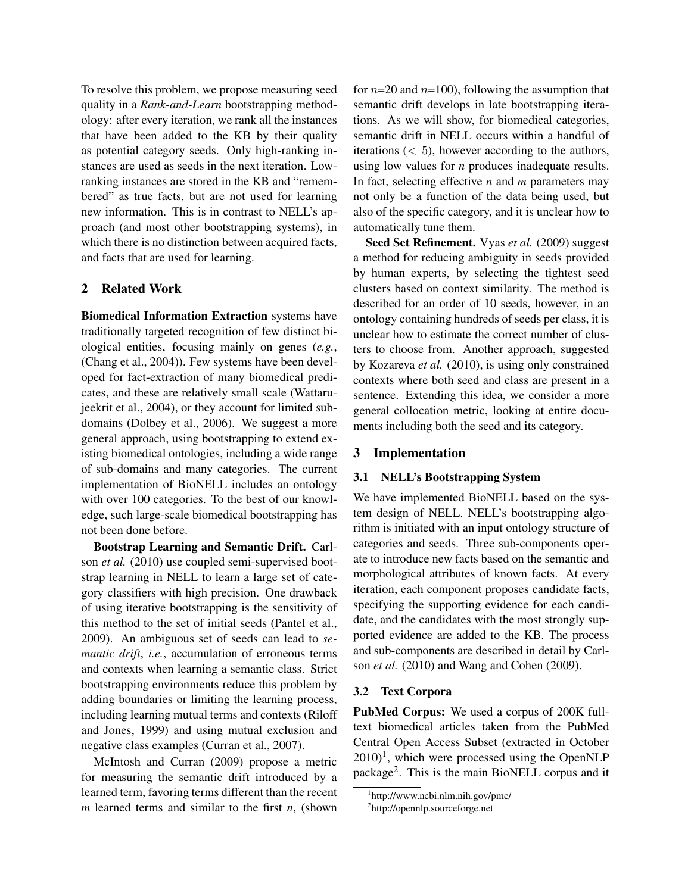To resolve this problem, we propose measuring seed quality in a *Rank-and-Learn* bootstrapping methodology: after every iteration, we rank all the instances that have been added to the KB by their quality as potential category seeds. Only high-ranking instances are used as seeds in the next iteration. Low-ranking instances are stored in the KB and "remembered" as true facts, but are not used for learning new information. This is in contrast to NELL's approach (and most other bootstrapping systems), in which there is no distinction between acquired facts, and facts that are used for learning.

## 2 Related Work

**Biomedical Information Extraction** systems have traditionally targeted recognition of few distinct biological entities, focusing mainly on genes (*e.g.*, (Chang et al., 2004)). Few systems have been developed for fact-extraction of many biomedical predicates, and these are relatively small scale (Wattarujeekrit et al., 2004), or they account for limited subdomains (Dolbey et al., 2006). We suggest a more general approach, using bootstrapping to extend existing biomedical ontologies, including a wide range of sub-domains and many categories. The current implementation of BioNELL includes an ontology with over 100 categories. To the best of our knowledge, such large-scale biomedical bootstrapping has not been done before.

**Bootstrap Learning and Semantic Drift.** Carlson *et al.* (2010) use coupled semi-supervised bootstrap learning in NELL to learn a large set of category classifiers with high precision. One drawback of using iterative bootstrapping is the sensitivity of this method to the set of initial seeds (Pantel et al., 2009). An ambiguous set of seeds can lead to *semantic drift*, *i.e.*, accumulation of erroneous terms and contexts when learning a semantic class. Strict bootstrapping environments reduce this problem by adding boundaries or limiting the learning process, including learning mutual terms and contexts (Riloff and Jones, 1999) and using mutual exclusion and negative class examples (Curran et al., 2007).

McIntosh and Curran (2009) propose a metric for measuring the semantic drift introduced by a learned term, favoring terms different than the recent $m$ learned terms and similar to the first $n$, (shown for $n$=20 and $n$=100), following the assumption that semantic drift develops in late bootstrapping iterations. As we will show, for biomedical categories, semantic drift in NELL occurs within a handful of iterations ($< 5$), however according to the authors, using low values for $n$ produces inadequate results. In fact, selecting effective $n$ and $m$ parameters may not only be a function of the data being used, but also of the specific category, and it is unclear how to automatically tune them.

**Seed Set Refinement.** Vyas *et al.* (2009) suggest a method for reducing ambiguity in seeds provided by human experts, by selecting the tightest seed clusters based on context similarity. The method is described for an order of 10 seeds, however, in an ontology containing hundreds of seeds per class, it is unclear how to estimate the correct number of clusters to choose from. Another approach, suggested by Kozareva *et al.* (2010), is using only constrained contexts where both seed and class are present in a sentence. Extending this idea, we consider a more general collocation metric, looking at entire documents including both the seed and its category.

## 3 Implementation

### 3.1 NELL's Bootstrapping System

We have implemented BioNELL based on the system design of NELL. NELL's bootstrapping algorithm is initiated with an input ontology structure of categories and seeds. Three sub-components operate to introduce new facts based on the semantic and morphological attributes of known facts. At every iteration, each component proposes candidate facts, specifying the supporting evidence for each candidate, and the candidates with the most strongly supported evidence are added to the KB. The process and sub-components are described in detail by Carlson *et al.* (2010) and Wang and Cohen (2009).

### 3.2 Text Corpora

**PubMed Corpus:** We used a corpus of 200K full-text biomedical articles taken from the PubMed Central Open Access Subset (extracted in October 2010)[1], which were processed using the OpenNLP package[2]. This is the main BioNELL corpus and it

[1] http://www.ncbi.nlm.nih.gov/pmc/

[2] http://opennlp.sourceforge.net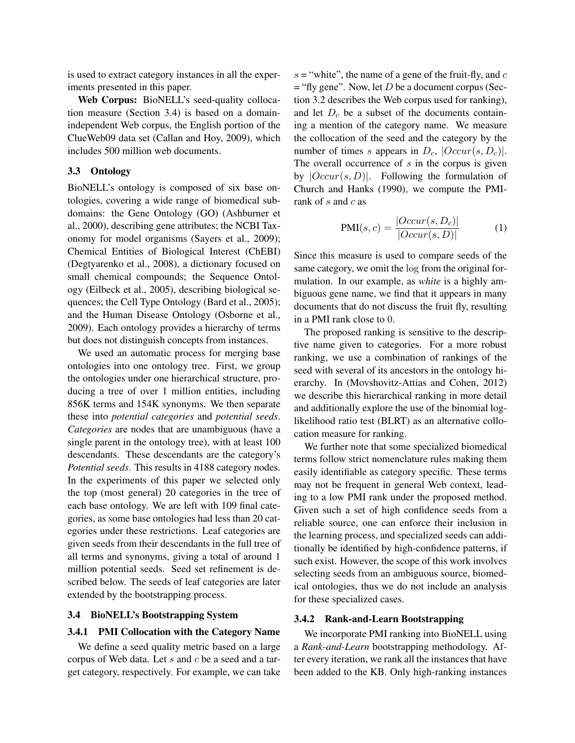is used to extract category instances in all the experiments presented in this paper.

**Web Corpus:** BioNELL's seed-quality collocation measure (Section 3.4) is based on a domain-independent Web corpus, the English portion of the ClueWeb09 data set (Callan and Hoy, 2009), which includes 500 million web documents.

### 3.3 Ontology

BioNELL's ontology is composed of six base ontologies, covering a wide range of biomedical subdomains: the Gene Ontology (GO) (Ashburner et al., 2000), describing gene attributes; the NCBI Taxonomy for model organisms (Sayers et al., 2009); Chemical Entities of Biological Interest (ChEBI) (Degtyarenko et al., 2008), a dictionary focused on small chemical compounds; the Sequence Ontology (Eilbeck et al., 2005), describing biological sequences; the Cell Type Ontology (Bard et al., 2005); and the Human Disease Ontology (Osborne et al., 2009). Each ontology provides a hierarchy of terms but does not distinguish concepts from instances.

We used an automatic process for merging base ontologies into one ontology tree. First, we group the ontologies under one hierarchical structure, producing a tree of over 1 million entities, including 856K terms and 154K synonyms. We then separate these into *potential categories* and *potential seeds*. *Categories* are nodes that are unambiguous (have a single parent in the ontology tree), with at least 100 descendants. These descendants are the category's *Potential seeds*. This results in 4188 category nodes. In the experiments of this paper we selected only the top (most general) 20 categories in the tree of each base ontology. We are left with 109 final categories, as some base ontologies had less than 20 categories under these restrictions. Leaf categories are given seeds from their descendants in the full tree of all terms and synonyms, giving a total of around 1 million potential seeds. Seed set refinement is described below. The seeds of leaf categories are later extended by the bootstrapping process.

### 3.4 BioNELL's Bootstrapping System

#### 3.4.1 PMI Collocation with the Category Name

We define a seed quality metric based on a large corpus of Web data. Let $s$ and $c$ be a seed and a target category, respectively. For example, we can take $s$ = "white", the name of a gene of the fruit-fly, and $c$ = "fly gene". Now, let $D$ be a document corpus (Section 3.2 describes the Web corpus used for ranking), and let $D_c$ be a subset of the documents containing a mention of the category name. We measure the collocation of the seed and the category by the number of times $s$ appears in $D_c$, $|Occur(s, D_c)|$. The overall occurrence of $s$ in the corpus is given by $|Occur(s, D)|$. Following the formulation of Church and Hanks (1990), we compute the PMI-rank of $s$ and $c$ as

$$\text{PMI}(s, c) = \frac{|Occur(s, D_c)|}{|Occur(s, D)|} \tag{1}$$

Since this measure is used to compare seeds of the same category, we omit the $\log$ from the original formulation. In our example, as *white* is a highly ambiguous gene name, we find that it appears in many documents that do not discuss the fruit fly, resulting in a PMI rank close to 0.

The proposed ranking is sensitive to the descriptive name given to categories. For a more robust ranking, we use a combination of rankings of the seed with several of its ancestors in the ontology hierarchy. In (Movshovitz-Attias and Cohen, 2012) we describe this hierarchical ranking in more detail and additionally explore the use of the binomial log-likelihood ratio test (BLRT) as an alternative collocation measure for ranking.

We further note that some specialized biomedical terms follow strict nomenclature rules making them easily identifiable as category specific. These terms may not be frequent in general Web context, leading to a low PMI rank under the proposed method. Given such a set of high confidence seeds from a reliable source, one can enforce their inclusion in the learning process, and specialized seeds can additionally be identified by high-confidence patterns, if such exist. However, the scope of this work involves selecting seeds from an ambiguous source, biomedical ontologies, thus we do not include an analysis for these specialized cases.

#### 3.4.2 Rank-and-Learn Bootstrapping

We incorporate PMI ranking into BioNELL using a *Rank-and-Learn* bootstrapping methodology. After every iteration, we rank all the instances that have been added to the KB. Only high-ranking instances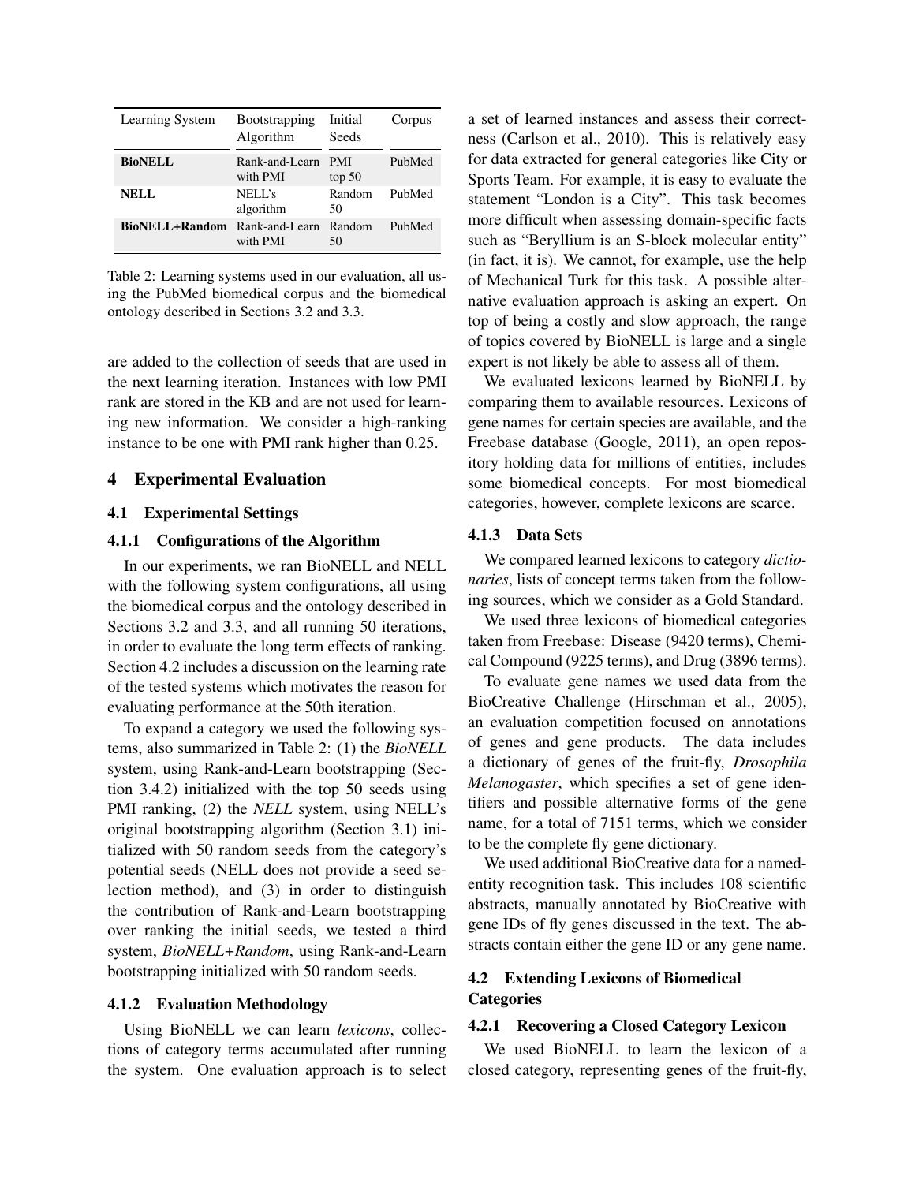| Learning System | Bootstrapping Algorithm | Initial Seeds | Corpus |
|---|---|---|---|
| **BioNELL** | Rank-and-Learn with PMI | PMI top 50 | PubMed |
| **NELL** | NELL's algorithm | Random 50 | PubMed |
| **BioNELL+Random** | Rank-and-Learn with PMI | Random 50 | PubMed |

Table 2: Learning systems used in our evaluation, all using the PubMed biomedical corpus and the biomedical ontology described in Sections 3.2 and 3.3.

are added to the collection of seeds that are used in the next learning iteration. Instances with low PMI rank are stored in the KB and are not used for learning new information. We consider a high-ranking instance to be one with PMI rank higher than 0.25.

## 4 Experimental Evaluation

### 4.1 Experimental Settings

#### 4.1.1 Configurations of the Algorithm

In our experiments, we ran BioNELL and NELL with the following system configurations, all using the biomedical corpus and the ontology described in Sections 3.2 and 3.3, and all running 50 iterations, in order to evaluate the long term effects of ranking. Section 4.2 includes a discussion on the learning rate of the tested systems which motivates the reason for evaluating performance at the 50th iteration.

To expand a category we used the following systems, also summarized in Table 2: (1) the *BioNELL* system, using Rank-and-Learn bootstrapping (Section 3.4.2) initialized with the top 50 seeds using PMI ranking, (2) the *NELL* system, using NELL's original bootstrapping algorithm (Section 3.1) initialized with 50 random seeds from the category's potential seeds (NELL does not provide a seed selection method), and (3) in order to distinguish the contribution of Rank-and-Learn bootstrapping over ranking the initial seeds, we tested a third system, *BioNELL+Random*, using Rank-and-Learn bootstrapping initialized with 50 random seeds.

#### 4.1.2 Evaluation Methodology

Using BioNELL we can learn *lexicons*, collections of category terms accumulated after running the system. One evaluation approach is to select a set of learned instances and assess their correctness (Carlson et al., 2010). This is relatively easy for data extracted for general categories like City or Sports Team. For example, it is easy to evaluate the statement "London is a City". This task becomes more difficult when assessing domain-specific facts such as "Beryllium is an S-block molecular entity" (in fact, it is). We cannot, for example, use the help of Mechanical Turk for this task. A possible alternative evaluation approach is asking an expert. On top of being a costly and slow approach, the range of topics covered by BioNELL is large and a single expert is not likely be able to assess all of them.

We evaluated lexicons learned by BioNELL by comparing them to available resources. Lexicons of gene names for certain species are available, and the Freebase database (Google, 2011), an open repository holding data for millions of entities, includes some biomedical concepts. For most biomedical categories, however, complete lexicons are scarce.

#### 4.1.3 Data Sets

We compared learned lexicons to category *dictionaries*, lists of concept terms taken from the following sources, which we consider as a Gold Standard.

We used three lexicons of biomedical categories taken from Freebase: Disease (9420 terms), Chemical Compound (9225 terms), and Drug (3896 terms).

To evaluate gene names we used data from the BioCreative Challenge (Hirschman et al., 2005), an evaluation competition focused on annotations of genes and gene products. The data includes a dictionary of genes of the fruit-fly, *Drosophila Melanogaster*, which specifies a set of gene identifiers and possible alternative forms of the gene name, for a total of 7151 terms, which we consider to be the complete fly gene dictionary.

We used additional BioCreative data for a named-entity recognition task. This includes 108 scientific abstracts, manually annotated by BioCreative with gene IDs of fly genes discussed in the text. The abstracts contain either the gene ID or any gene name.

### 4.2 Extending Lexicons of Biomedical Categories

#### 4.2.1 Recovering a Closed Category Lexicon

We used BioNELL to learn the lexicon of a closed category, representing genes of the fruit-fly,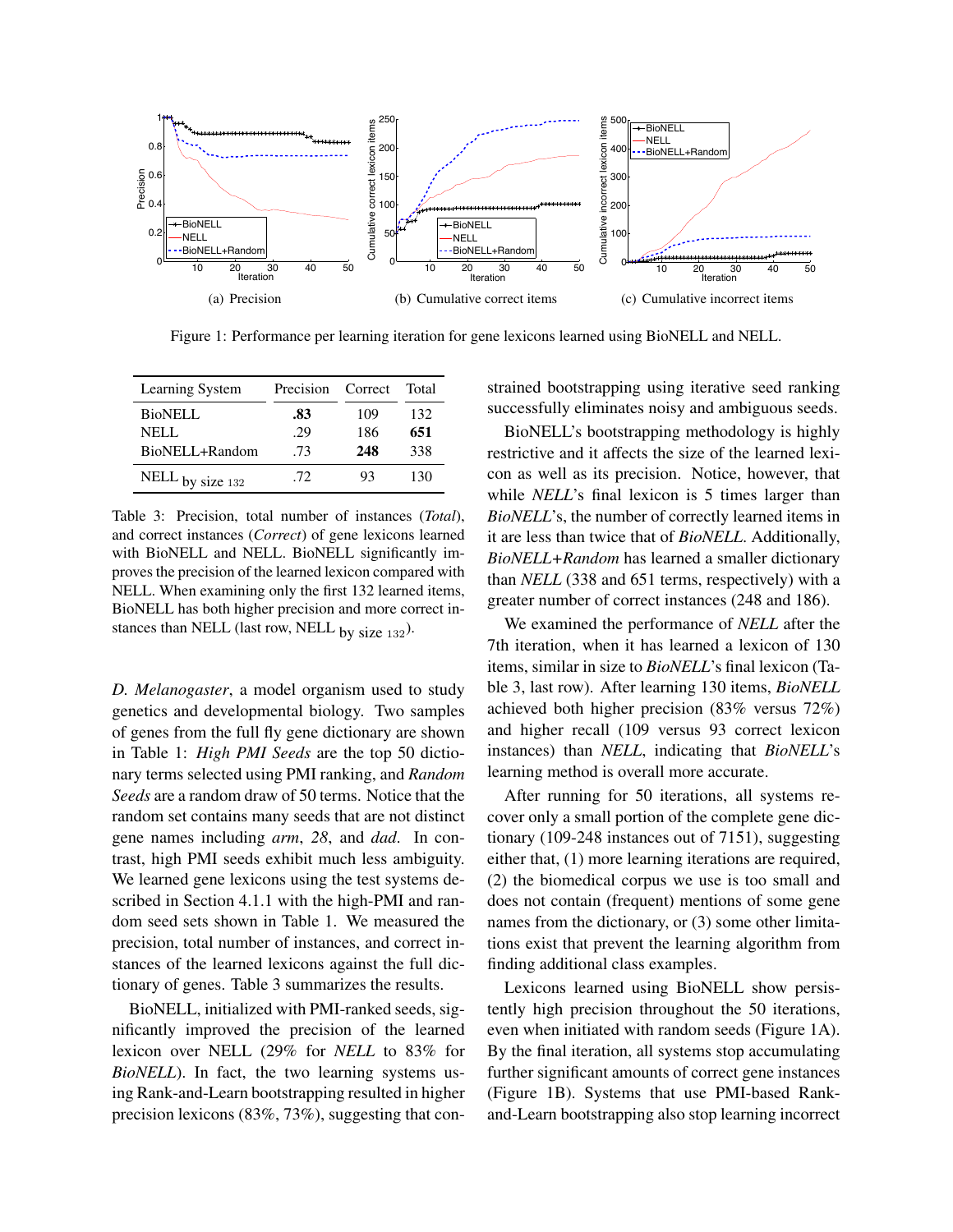(a) Precision

(b) Cumulative correct items

(c) Cumulative incorrect items

Figure 1: Performance per learning iteration for gene lexicons learned using BioNELL and NELL.

| Learning System | Precision | Correct | Total |
|---|---|---|---|
| BioNELL | **.83** | 109 | 132 |
| NELL | .29 | 186 | **651** |
| BioNELL+Random | .73 | **248** | 338 |
| NELL $_{\text{by size }132}$ | .72 | 93 | 130 |

Table 3: Precision, total number of instances (*Total*), and correct instances (*Correct*) of gene lexicons learned with BioNELL and NELL. BioNELL significantly improves the precision of the learned lexicon compared with NELL. When examining only the first 132 learned items, BioNELL has both higher precision and more correct instances than NELL (last row, NELL $_{\text{by size }132}$).

*D. Melanogaster*, a model organism used to study genetics and developmental biology. Two samples of genes from the full fly gene dictionary are shown in Table 1: *High PMI Seeds* are the top 50 dictionary terms selected using PMI ranking, and *Random Seeds* are a random draw of 50 terms. Notice that the random set contains many seeds that are not distinct gene names including *arm*, *28*, and *dad*. In contrast, high PMI seeds exhibit much less ambiguity. We learned gene lexicons using the test systems described in Section 4.1.1 with the high-PMI and random seed sets shown in Table 1. We measured the precision, total number of instances, and correct instances of the learned lexicons against the full dictionary of genes. Table 3 summarizes the results.

BioNELL, initialized with PMI-ranked seeds, significantly improved the precision of the learned lexicon over NELL (29% for *NELL* to 83% for *BioNELL*). In fact, the two learning systems using Rank-and-Learn bootstrapping resulted in higher precision lexicons (83%, 73%), suggesting that constrained bootstrapping using iterative seed ranking successfully eliminates noisy and ambiguous seeds.

BioNELL's bootstrapping methodology is highly restrictive and it affects the size of the learned lexicon as well as its precision. Notice, however, that while *NELL*'s final lexicon is 5 times larger than *BioNELL*'s, the number of correctly learned items in it are less than twice that of *BioNELL*. Additionally, *BioNELL+Random* has learned a smaller dictionary than *NELL* (338 and 651 terms, respectively) with a greater number of correct instances (248 and 186).

We examined the performance of *NELL* after the 7th iteration, when it has learned a lexicon of 130 items, similar in size to *BioNELL*'s final lexicon (Table 3, last row). After learning 130 items, *BioNELL* achieved both higher precision (83% versus 72%) and higher recall (109 versus 93 correct lexicon instances) than *NELL*, indicating that *BioNELL*'s learning method is overall more accurate.

After running for 50 iterations, all systems recover only a small portion of the complete gene dictionary (109-248 instances out of 7151), suggesting either that, (1) more learning iterations are required, (2) the biomedical corpus we use is too small and does not contain (frequent) mentions of some gene names from the dictionary, or (3) some other limitations exist that prevent the learning algorithm from finding additional class examples.

Lexicons learned using BioNELL show persistently high precision throughout the 50 iterations, even when initiated with random seeds (Figure 1A). By the final iteration, all systems stop accumulating further significant amounts of correct gene instances (Figure 1B). Systems that use PMI-based Rank-and-Learn bootstrapping also stop learning incorrect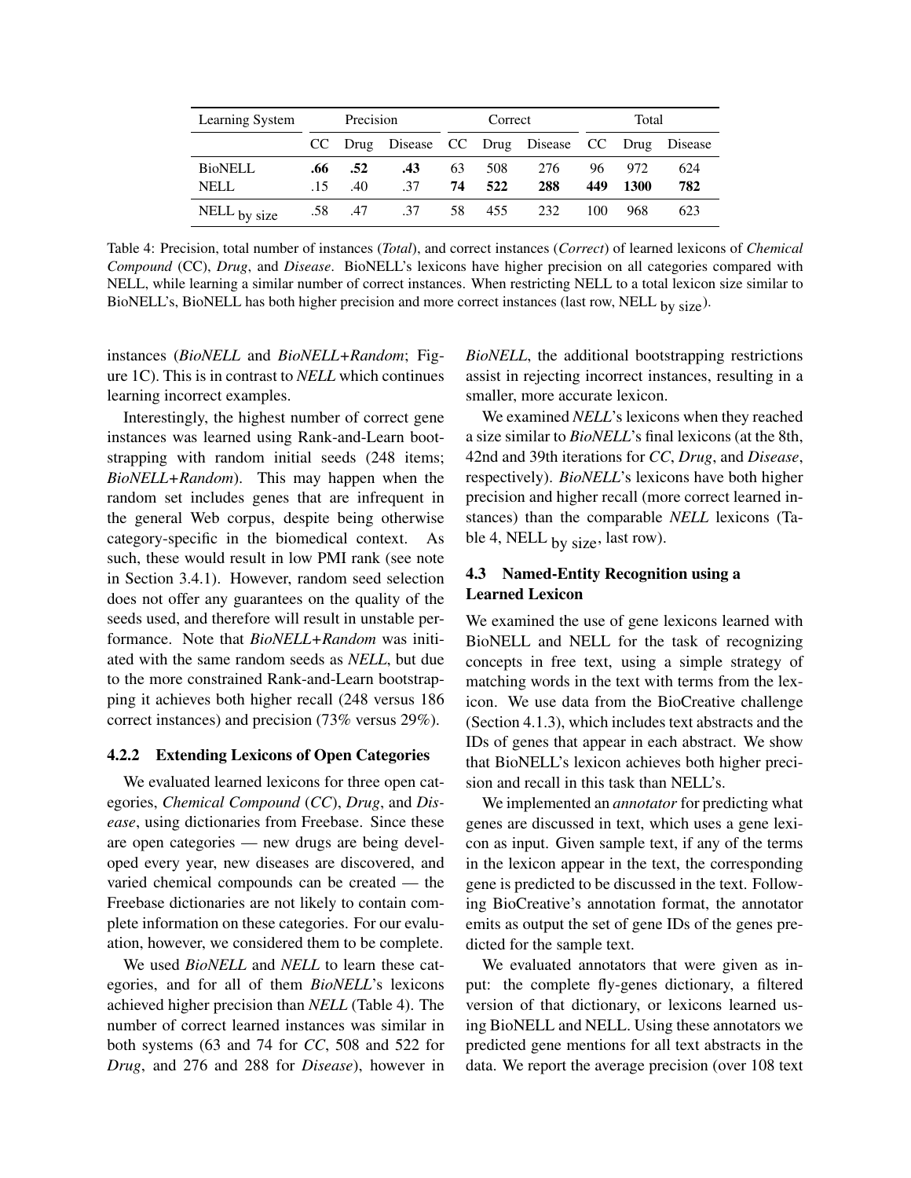| Learning System | Precision | | | Correct | | | Total | | |
|---|---|---|---|---|---|---|---|---|---|
| | CC | Drug | Disease | CC | Drug | Disease | CC | Drug | Disease |
| BioNELL | **.66** | **.52** | **.43** | 63 | 508 | 276 | 96 | 972 | 624 |
| NELL | .15 | .40 | .37 | **74** | **522** | **288** | **449** | **1300** | **782** |
| NELL $_{\text{by size}}$ | .58 | .47 | .37 | 58 | 455 | 232 | 100 | 968 | 623 |

Table 4: Precision, total number of instances (*Total*), and correct instances (*Correct*) of learned lexicons of *Chemical Compound* (CC), *Drug*, and *Disease*. BioNELL's lexicons have higher precision on all categories compared with NELL, while learning a similar number of correct instances. When restricting NELL to a total lexicon size similar to BioNELL's, BioNELL has both higher precision and more correct instances (last row, NELL $_{\text{by size}}$).

instances (*BioNELL* and *BioNELL+Random*; Figure 1C). This is in contrast to *NELL* which continues learning incorrect examples.

Interestingly, the highest number of correct gene instances was learned using Rank-and-Learn bootstrapping with random initial seeds (248 items; *BioNELL+Random*). This may happen when the random set includes genes that are infrequent in the general Web corpus, despite being otherwise category-specific in the biomedical context. As such, these would result in low PMI rank (see note in Section 3.4.1). However, random seed selection does not offer any guarantees on the quality of the seeds used, and therefore will result in unstable performance. Note that *BioNELL+Random* was initiated with the same random seeds as *NELL*, but due to the more constrained Rank-and-Learn bootstrapping it achieves both higher recall (248 versus 186 correct instances) and precision (73% versus 29%).

#### 4.2.2 Extending Lexicons of Open Categories

We evaluated learned lexicons for three open categories, *Chemical Compound* (*CC*), *Drug*, and *Disease*, using dictionaries from Freebase. Since these are open categories — new drugs are being developed every year, new diseases are discovered, and varied chemical compounds can be created — the Freebase dictionaries are not likely to contain complete information on these categories. For our evaluation, however, we considered them to be complete.

We used *BioNELL* and *NELL* to learn these categories, and for all of them *BioNELL*'s lexicons achieved higher precision than *NELL* (Table 4). The number of correct learned instances was similar in both systems (63 and 74 for *CC*, 508 and 522 for *Drug*, and 276 and 288 for *Disease*), however in *BioNELL*, the additional bootstrapping restrictions assist in rejecting incorrect instances, resulting in a smaller, more accurate lexicon.

We examined *NELL*'s lexicons when they reached a size similar to *BioNELL*'s final lexicons (at the 8th, 42nd and 39th iterations for *CC*, *Drug*, and *Disease*, respectively). *BioNELL*'s lexicons have both higher precision and higher recall (more correct learned instances) than the comparable *NELL* lexicons (Table 4, NELL $_{\text{by size}}$, last row).

### 4.3 Named-Entity Recognition using a Learned Lexicon

We examined the use of gene lexicons learned with BioNELL and NELL for the task of recognizing concepts in free text, using a simple strategy of matching words in the text with terms from the lexicon. We use data from the BioCreative challenge (Section 4.1.3), which includes text abstracts and the IDs of genes that appear in each abstract. We show that BioNELL's lexicon achieves both higher precision and recall in this task than NELL's.

We implemented an *annotator* for predicting what genes are discussed in text, which uses a gene lexicon as input. Given sample text, if any of the terms in the lexicon appear in the text, the corresponding gene is predicted to be discussed in the text. Following BioCreative's annotation format, the annotator emits as output the set of gene IDs of the genes predicted for the sample text.

We evaluated annotators that were given as input: the complete fly-genes dictionary, a filtered version of that dictionary, or lexicons learned using BioNELL and NELL. Using these annotators we predicted gene mentions for all text abstracts in the data. We report the average precision (over 108 text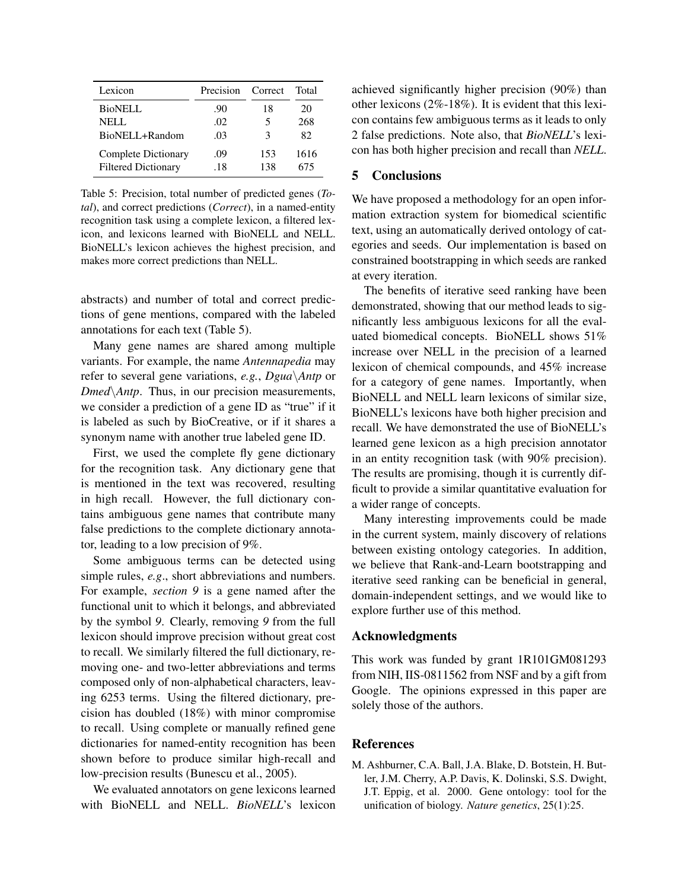| Lexicon | Precision | Correct | Total |
|---|---|---|---|
| BioNELL | .90 | 18 | 20 |
| NELL | .02 | 5 | 268 |
| BioNELL+Random | .03 | 3 | 82 |
| Complete Dictionary | .09 | 153 | 1616 |
| Filtered Dictionary | .18 | 138 | 675 |

Table 5: Precision, total number of predicted genes (*Total*), and correct predictions (*Correct*), in a named-entity recognition task using a complete lexicon, a filtered lexicon, and lexicons learned with BioNELL and NELL. BioNELL's lexicon achieves the highest precision, and makes more correct predictions than NELL.

abstracts) and number of total and correct predictions of gene mentions, compared with the labeled annotations for each text (Table 5).

Many gene names are shared among multiple variants. For example, the name *Antennapedia* may refer to several gene variations, *e.g.*, *Dgua\Antp* or *Dmed\Antp*. Thus, in our precision measurements, we consider a prediction of a gene ID as "true" if it is labeled as such by BioCreative, or if it shares a synonym name with another true labeled gene ID.

First, we used the complete fly gene dictionary for the recognition task. Any dictionary gene that is mentioned in the text was recovered, resulting in high recall. However, the full dictionary contains ambiguous gene names that contribute many false predictions to the complete dictionary annotator, leading to a low precision of 9%.

Some ambiguous terms can be detected using simple rules, *e.g*., short abbreviations and numbers. For example, *section 9* is a gene named after the functional unit to which it belongs, and abbreviated by the symbol *9*. Clearly, removing *9* from the full lexicon should improve precision without great cost to recall. We similarly filtered the full dictionary, removing one- and two-letter abbreviations and terms composed only of non-alphabetical characters, leaving 6253 terms. Using the filtered dictionary, precision has doubled (18%) with minor compromise to recall. Using complete or manually refined gene dictionaries for named-entity recognition has been shown before to produce similar high-recall and low-precision results (Bunescu et al., 2005).

We evaluated annotators on gene lexicons learned with BioNELL and NELL. *BioNELL*'s lexicon achieved significantly higher precision (90%) than other lexicons (2%-18%). It is evident that this lexicon contains few ambiguous terms as it leads to only 2 false predictions. Note also, that *BioNELL*'s lexicon has both higher precision and recall than *NELL*.

## 5 Conclusions

We have proposed a methodology for an open information extraction system for biomedical scientific text, using an automatically derived ontology of categories and seeds. Our implementation is based on constrained bootstrapping in which seeds are ranked at every iteration.

The benefits of iterative seed ranking have been demonstrated, showing that our method leads to significantly less ambiguous lexicons for all the evaluated biomedical concepts. BioNELL shows 51% increase over NELL in the precision of a learned lexicon of chemical compounds, and 45% increase for a category of gene names. Importantly, when BioNELL and NELL learn lexicons of similar size, BioNELL's lexicons have both higher precision and recall. We have demonstrated the use of BioNELL's learned gene lexicon as a high precision annotator in an entity recognition task (with 90% precision). The results are promising, though it is currently difficult to provide a similar quantitative evaluation for a wider range of concepts.

Many interesting improvements could be made in the current system, mainly discovery of relations between existing ontology categories. In addition, we believe that Rank-and-Learn bootstrapping and iterative seed ranking can be beneficial in general, domain-independent settings, and we would like to explore further use of this method.

## Acknowledgments

This work was funded by grant 1R101GM081293 from NIH, IIS-0811562 from NSF and by a gift from Google. The opinions expressed in this paper are solely those of the authors.

## References

M. Ashburner, C.A. Ball, J.A. Blake, D. Botstein, H. Butler, J.M. Cherry, A.P. Davis, K. Dolinski, S.S. Dwight, J.T. Eppig, et al. 2000. Gene ontology: tool for the unification of biology. *Nature genetics*, 25(1):25.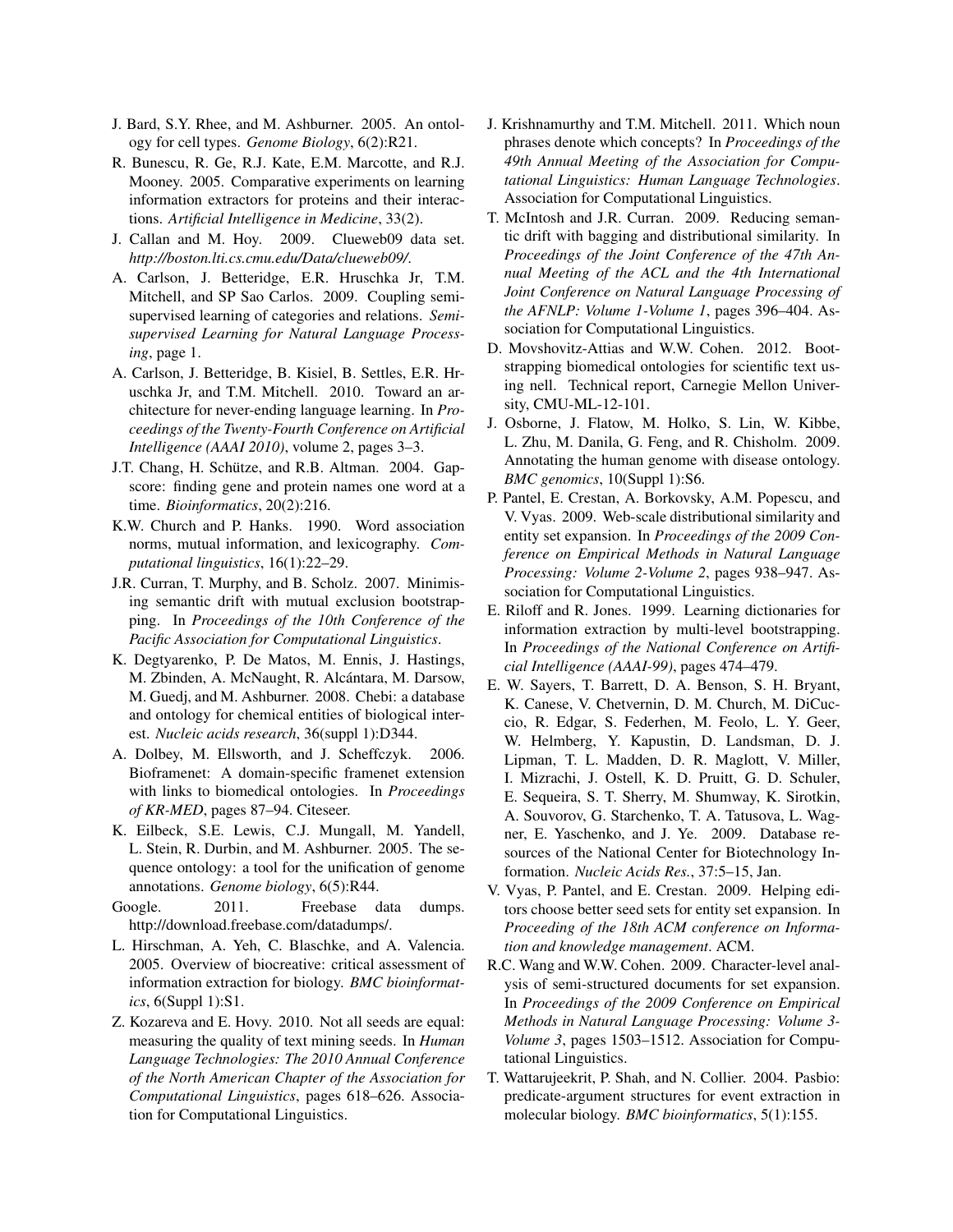J. Bard, S.Y. Rhee, and M. Ashburner. 2005. An ontology for cell types. *Genome Biology*, 6(2):R21.

R. Bunescu, R. Ge, R.J. Kate, E.M. Marcotte, and R.J. Mooney. 2005. Comparative experiments on learning information extractors for proteins and their interactions. *Artificial Intelligence in Medicine*, 33(2).

J. Callan and M. Hoy. 2009. Clueweb09 data set. *http://boston.lti.cs.cmu.edu/Data/clueweb09/*.

A. Carlson, J. Betteridge, E.R. Hruschka Jr, T.M. Mitchell, and SP Sao Carlos. 2009. Coupling semi-supervised learning of categories and relations. *Semi-supervised Learning for Natural Language Processing*, page 1.

A. Carlson, J. Betteridge, B. Kisiel, B. Settles, E.R. Hruschka Jr, and T.M. Mitchell. 2010. Toward an architecture for never-ending language learning. In *Proceedings of the Twenty-Fourth Conference on Artificial Intelligence (AAAI 2010)*, volume 2, pages 3–3.

J.T. Chang, H. Schütze, and R.B. Altman. 2004. Gapscore: finding gene and protein names one word at a time. *Bioinformatics*, 20(2):216.

K.W. Church and P. Hanks. 1990. Word association norms, mutual information, and lexicography. *Computational linguistics*, 16(1):22–29.

J.R. Curran, T. Murphy, and B. Scholz. 2007. Minimising semantic drift with mutual exclusion bootstrapping. In *Proceedings of the 10th Conference of the Pacific Association for Computational Linguistics*.

K. Degtyarenko, P. De Matos, M. Ennis, J. Hastings, M. Zbinden, A. McNaught, R. Alcántara, M. Darsow, M. Guedj, and M. Ashburner. 2008. Chebi: a database and ontology for chemical entities of biological interest. *Nucleic acids research*, 36(suppl 1):D344.

A. Dolbey, M. Ellsworth, and J. Scheffczyk. 2006. Bioframenet: A domain-specific framenet extension with links to biomedical ontologies. In *Proceedings of KR-MED*, pages 87–94. Citeseer.

K. Eilbeck, S.E. Lewis, C.J. Mungall, M. Yandell, L. Stein, R. Durbin, and M. Ashburner. 2005. The sequence ontology: a tool for the unification of genome annotations. *Genome biology*, 6(5):R44.

Google. 2011. Freebase data dumps. http://download.freebase.com/datadumps/.

L. Hirschman, A. Yeh, C. Blaschke, and A. Valencia. 2005. Overview of biocreative: critical assessment of information extraction for biology. *BMC bioinformatics*, 6(Suppl 1):S1.

Z. Kozareva and E. Hovy. 2010. Not all seeds are equal: measuring the quality of text mining seeds. In *Human Language Technologies: The 2010 Annual Conference of the North American Chapter of the Association for Computational Linguistics*, pages 618–626. Association for Computational Linguistics.

J. Krishnamurthy and T.M. Mitchell. 2011. Which noun phrases denote which concepts? In *Proceedings of the 49th Annual Meeting of the Association for Computational Linguistics: Human Language Technologies*. Association for Computational Linguistics.

T. McIntosh and J.R. Curran. 2009. Reducing semantic drift with bagging and distributional similarity. In *Proceedings of the Joint Conference of the 47th Annual Meeting of the ACL and the 4th International Joint Conference on Natural Language Processing of the AFNLP: Volume 1-Volume 1*, pages 396–404. Association for Computational Linguistics.

D. Movshovitz-Attias and W.W. Cohen. 2012. Bootstrapping biomedical ontologies for scientific text using nell. Technical report, Carnegie Mellon University, CMU-ML-12-101.

J. Osborne, J. Flatow, M. Holko, S. Lin, W. Kibbe, L. Zhu, M. Danila, G. Feng, and R. Chisholm. 2009. Annotating the human genome with disease ontology. *BMC genomics*, 10(Suppl 1):S6.

P. Pantel, E. Crestan, A. Borkovsky, A.M. Popescu, and V. Vyas. 2009. Web-scale distributional similarity and entity set expansion. In *Proceedings of the 2009 Conference on Empirical Methods in Natural Language Processing: Volume 2-Volume 2*, pages 938–947. Association for Computational Linguistics.

E. Riloff and R. Jones. 1999. Learning dictionaries for information extraction by multi-level bootstrapping. In *Proceedings of the National Conference on Artificial Intelligence (AAAI-99)*, pages 474–479.

E. W. Sayers, T. Barrett, D. A. Benson, S. H. Bryant, K. Canese, V. Chetvernin, D. M. Church, M. DiCuccio, R. Edgar, S. Federhen, M. Feolo, L. Y. Geer, W. Helmberg, Y. Kapustin, D. Landsman, D. J. Lipman, T. L. Madden, D. R. Maglott, V. Miller, I. Mizrachi, J. Ostell, K. D. Pruitt, G. D. Schuler, E. Sequeira, S. T. Sherry, M. Shumway, K. Sirotkin, A. Souvorov, G. Starchenko, T. A. Tatusova, L. Wagner, E. Yaschenko, and J. Ye. 2009. Database resources of the National Center for Biotechnology Information. *Nucleic Acids Res.*, 37:5–15, Jan.

V. Vyas, P. Pantel, and E. Crestan. 2009. Helping editors choose better seed sets for entity set expansion. In *Proceeding of the 18th ACM conference on Information and knowledge management*. ACM.

R.C. Wang and W.W. Cohen. 2009. Character-level analysis of semi-structured documents for set expansion. In *Proceedings of the 2009 Conference on Empirical Methods in Natural Language Processing: Volume 3-Volume 3*, pages 1503–1512. Association for Computational Linguistics.

T. Wattarujeekrit, P. Shah, and N. Collier. 2004. Pasbio: predicate-argument structures for event extraction in molecular biology. *BMC bioinformatics*, 5(1):155.